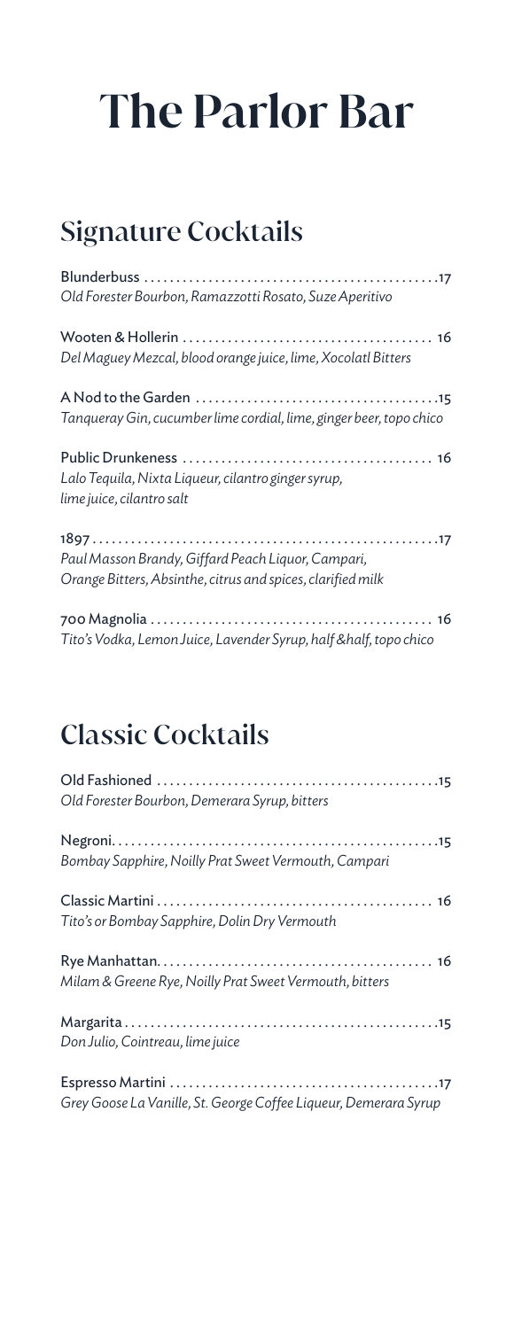# The Parlor Bar

## Signature Cocktails

**Blunderbuss** .......... 17
*Old Forester Bourbon, Ramazzotti Rosato, Suze Aperitivo*

**Wooten & Hollerin** .......... 16
*Del Maguey Mezcal, blood orange juice, lime, Xocolatl Bitters*

**A Nod to the Garden** .......... 15
*Tanqueray Gin, cucumber lime cordial, lime, ginger beer, topo chico*

**Public Drunkeness** .......... 16
*Lalo Tequila, Nixta Liqueur, cilantro ginger syrup, lime juice, cilantro salt*

**1897** .......... 17
*Paul Masson Brandy, Giffard Peach Liquor, Campari, Orange Bitters, Absinthe, citrus and spices, clarified milk*

**700 Magnolia** .......... 16
*Tito's Vodka, Lemon Juice, Lavender Syrup, half &half, topo chico*

## Classic Cocktails

**Old Fashioned** .......... 15
*Old Forester Bourbon, Demerara Syrup, bitters*

**Negroni** .......... 15
*Bombay Sapphire, Noilly Prat Sweet Vermouth, Campari*

**Classic Martini** .......... 16
*Tito's or Bombay Sapphire, Dolin Dry Vermouth*

**Rye Manhattan** .......... 16
*Milam & Greene Rye, Noilly Prat Sweet Vermouth, bitters*

**Margarita** .......... 15
*Don Julio, Cointreau, lime juice*

**Espresso Martini** .......... 17
*Grey Goose La Vanille, St. George Coffee Liqueur, Demerara Syrup*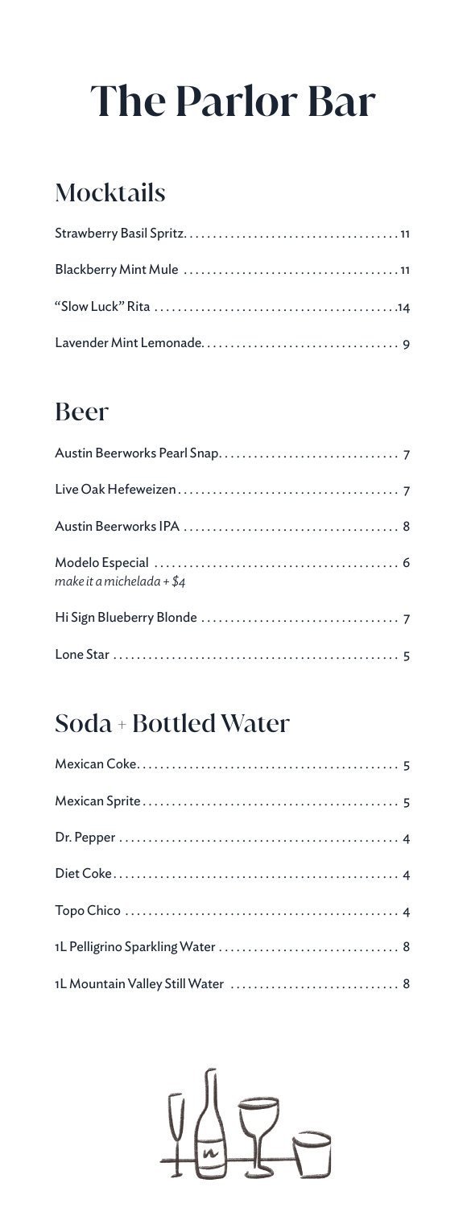# The Parlor Bar

## Mocktails

- Strawberry Basil Spritz.......11
- Blackberry Mint Mule.......11
- "Slow Luck" Rita.......14
- Lavender Mint Lemonade.......9

## Beer

- Austin Beerworks Pearl Snap.......7
- Live Oak Hefeweizen.......7
- Austin Beerworks IPA.......8
- Modelo Especial.......6
  *make it a michelada + $4*
- Hi Sign Blueberry Blonde.......7
- Lone Star.......5

## Soda + Bottled Water

- Mexican Coke.......5
- Mexican Sprite.......5
- Dr. Pepper.......4
- Diet Coke.......4
- Topo Chico.......4
- 1L Pelligrino Sparkling Water.......8
- 1L Mountain Valley Still Water.......8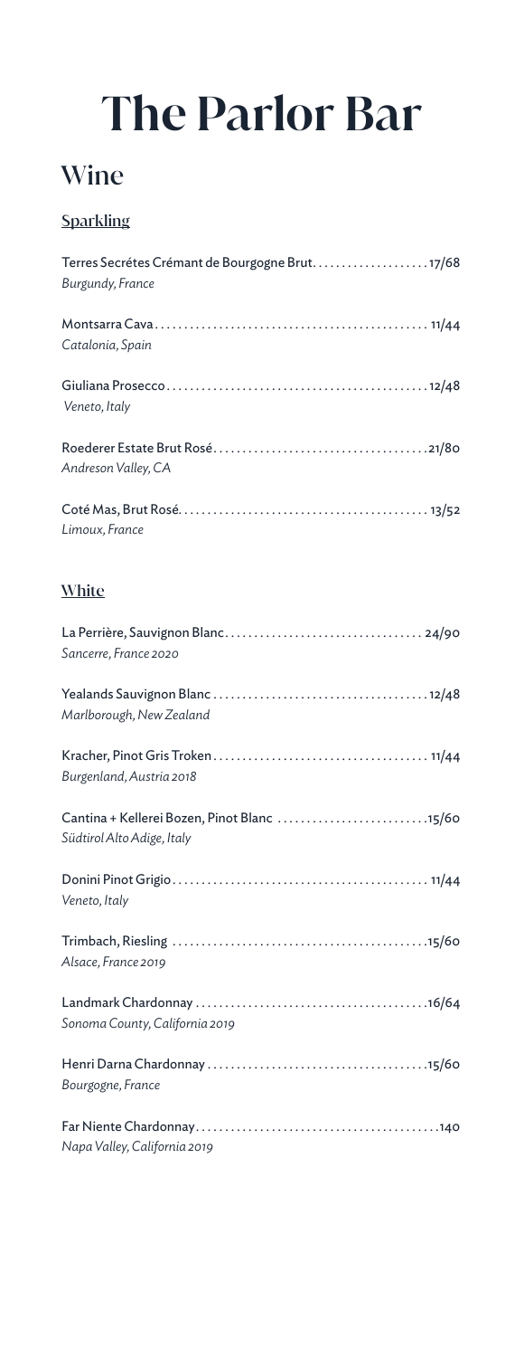# The Parlor Bar

## Wine

### Sparkling

Terres Secrétes Crémant de Bourgogne Brut....................17/68
*Burgundy, France*

Montsarra Cava............................................... 11/44
*Catalonia, Spain*

Giuliana Prosecco.............................................12/48
*Veneto, Italy*

Roederer Estate Brut Rosé....................................21/80
*Andreson Valley, CA*

Coté Mas, Brut Rosé.......................................... 13/52
*Limoux, France*

### White

La Perrière, Sauvignon Blanc.................................. 24/90
*Sancerre, France 2020*

Yealands Sauvignon Blanc.....................................12/48
*Marlborough, New Zealand*

Kracher, Pinot Gris Troken..................................... 11/44
*Burgenland, Austria 2018*

Cantina + Kellerei Bozen, Pinot Blanc ..........................15/60
*Südtirol Alto Adige, Italy*

Donini Pinot Grigio............................................ 11/44
*Veneto, Italy*

Trimbach, Riesling ............................................15/60
*Alsace, France 2019*

Landmark Chardonnay ........................................16/64
*Sonoma County, California 2019*

Henri Darna Chardonnay......................................15/60
*Bourgogne, France*

Far Niente Chardonnay..........................................140
*Napa Valley, California 2019*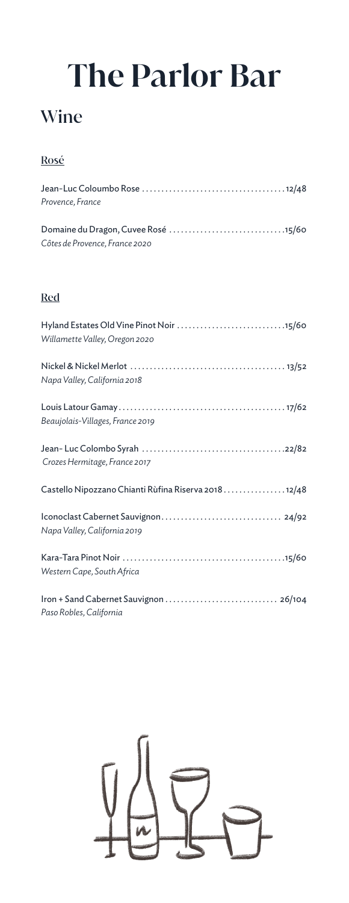# The Parlor Bar

## Wine

### Rosé

Jean-Luc Coloumbo Rose .................................... 12/48
*Provence, France*

Domaine du Dragon, Cuvee Rosé ............................. 15/60
*Côtes de Provence, France 2020*

### Red

Hyland Estates Old Vine Pinot Noir ........................... 15/60
*Willamette Valley, Oregon 2020*

Nickel & Nickel Merlot ....................................... 13/52
*Napa Valley, California 2018*

Louis Latour Gamay ........................................... 17/62
*Beaujolais-Villages, France 2019*

Jean- Luc Colombo Syrah ...................................... 22/82
*Crozes Hermitage, France 2017*

Castello Nipozzano Chianti Rùfina Riserva 2018 ................ 12/48

Iconoclast Cabernet Sauvignon ................................ 24/92
*Napa Valley, California 2019*

Kara-Tara Pinot Noir ......................................... 15/60
*Western Cape, South Africa*

Iron + Sand Cabernet Sauvignon ............................... 26/104
*Paso Robles, California*